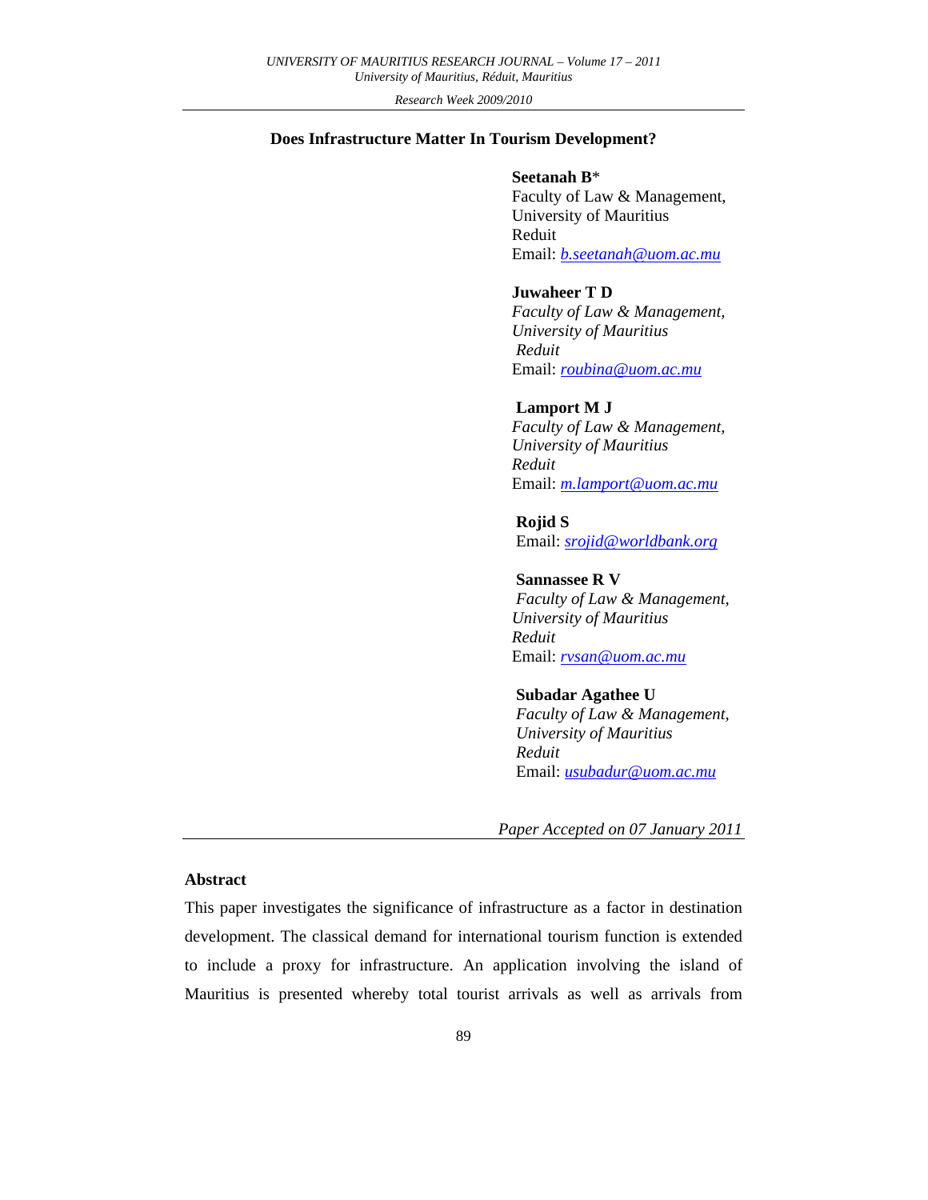# Does Infrastructure Matter In Tourism Development?

**Seetanah B***
Faculty of Law & Management,
University of Mauritius
Reduit
Email: b.seetanah@uom.ac.mu

**Juwaheer T D**
*Faculty of Law & Management,*
*University of Mauritius*
*Reduit*
Email: roubina@uom.ac.mu

**Lamport M J**
*Faculty of Law & Management,*
*University of Mauritius*
*Reduit*
Email: m.lamport@uom.ac.mu

**Rojid S**
Email: srojid@worldbank.org

**Sannassee R V**
*Faculty of Law & Management,*
*University of Mauritius*
*Reduit*
Email: rvsan@uom.ac.mu

**Subadar Agathee U**
*Faculty of Law & Management,*
*University of Mauritius*
*Reduit*
Email: usubadur@uom.ac.mu

*Paper Accepted on 07 January 2011*

## Abstract

This paper investigates the significance of infrastructure as a factor in destination development. The classical demand for international tourism function is extended to include a proxy for infrastructure. An application involving the island of Mauritius is presented whereby total tourist arrivals as well as arrivals from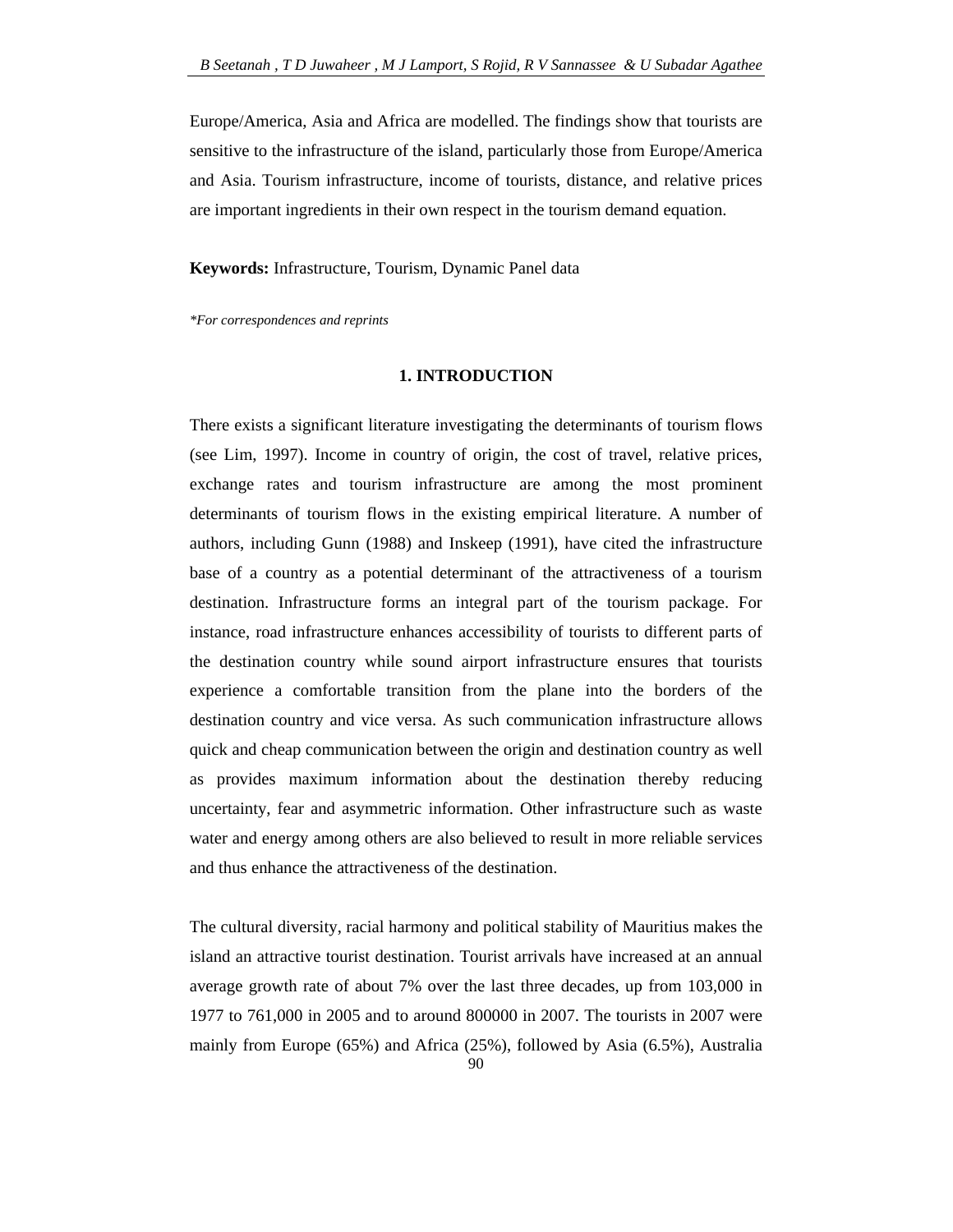Europe/America, Asia and Africa are modelled. The findings show that tourists are sensitive to the infrastructure of the island, particularly those from Europe/America and Asia. Tourism infrastructure, income of tourists, distance, and relative prices are important ingredients in their own respect in the tourism demand equation.

**Keywords:** Infrastructure, Tourism, Dynamic Panel data

*\*For correspondences and reprints*

## 1. INTRODUCTION

There exists a significant literature investigating the determinants of tourism flows (see Lim, 1997). Income in country of origin, the cost of travel, relative prices, exchange rates and tourism infrastructure are among the most prominent determinants of tourism flows in the existing empirical literature. A number of authors, including Gunn (1988) and Inskeep (1991), have cited the infrastructure base of a country as a potential determinant of the attractiveness of a tourism destination. Infrastructure forms an integral part of the tourism package. For instance, road infrastructure enhances accessibility of tourists to different parts of the destination country while sound airport infrastructure ensures that tourists experience a comfortable transition from the plane into the borders of the destination country and vice versa. As such communication infrastructure allows quick and cheap communication between the origin and destination country as well as provides maximum information about the destination thereby reducing uncertainty, fear and asymmetric information. Other infrastructure such as waste water and energy among others are also believed to result in more reliable services and thus enhance the attractiveness of the destination.

The cultural diversity, racial harmony and political stability of Mauritius makes the island an attractive tourist destination. Tourist arrivals have increased at an annual average growth rate of about 7% over the last three decades, up from 103,000 in 1977 to 761,000 in 2005 and to around 800000 in 2007. The tourists in 2007 were mainly from Europe (65%) and Africa (25%), followed by Asia (6.5%), Australia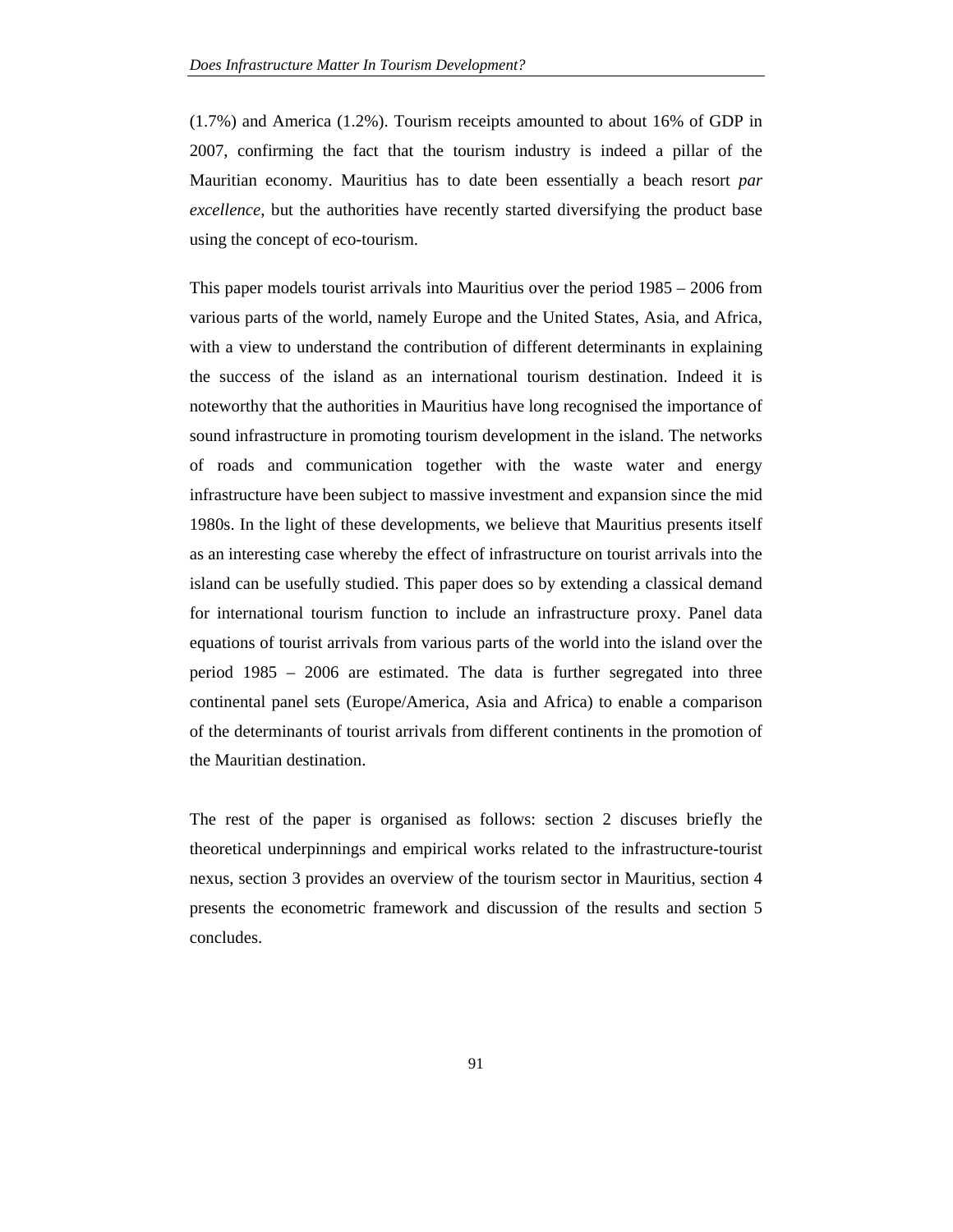(1.7%) and America (1.2%). Tourism receipts amounted to about 16% of GDP in 2007, confirming the fact that the tourism industry is indeed a pillar of the Mauritian economy. Mauritius has to date been essentially a beach resort *par excellence*, but the authorities have recently started diversifying the product base using the concept of eco-tourism.

This paper models tourist arrivals into Mauritius over the period 1985 – 2006 from various parts of the world, namely Europe and the United States, Asia, and Africa, with a view to understand the contribution of different determinants in explaining the success of the island as an international tourism destination. Indeed it is noteworthy that the authorities in Mauritius have long recognised the importance of sound infrastructure in promoting tourism development in the island. The networks of roads and communication together with the waste water and energy infrastructure have been subject to massive investment and expansion since the mid 1980s. In the light of these developments, we believe that Mauritius presents itself as an interesting case whereby the effect of infrastructure on tourist arrivals into the island can be usefully studied. This paper does so by extending a classical demand for international tourism function to include an infrastructure proxy. Panel data equations of tourist arrivals from various parts of the world into the island over the period 1985 – 2006 are estimated. The data is further segregated into three continental panel sets (Europe/America, Asia and Africa) to enable a comparison of the determinants of tourist arrivals from different continents in the promotion of the Mauritian destination.

The rest of the paper is organised as follows: section 2 discuses briefly the theoretical underpinnings and empirical works related to the infrastructure-tourist nexus, section 3 provides an overview of the tourism sector in Mauritius, section 4 presents the econometric framework and discussion of the results and section 5 concludes.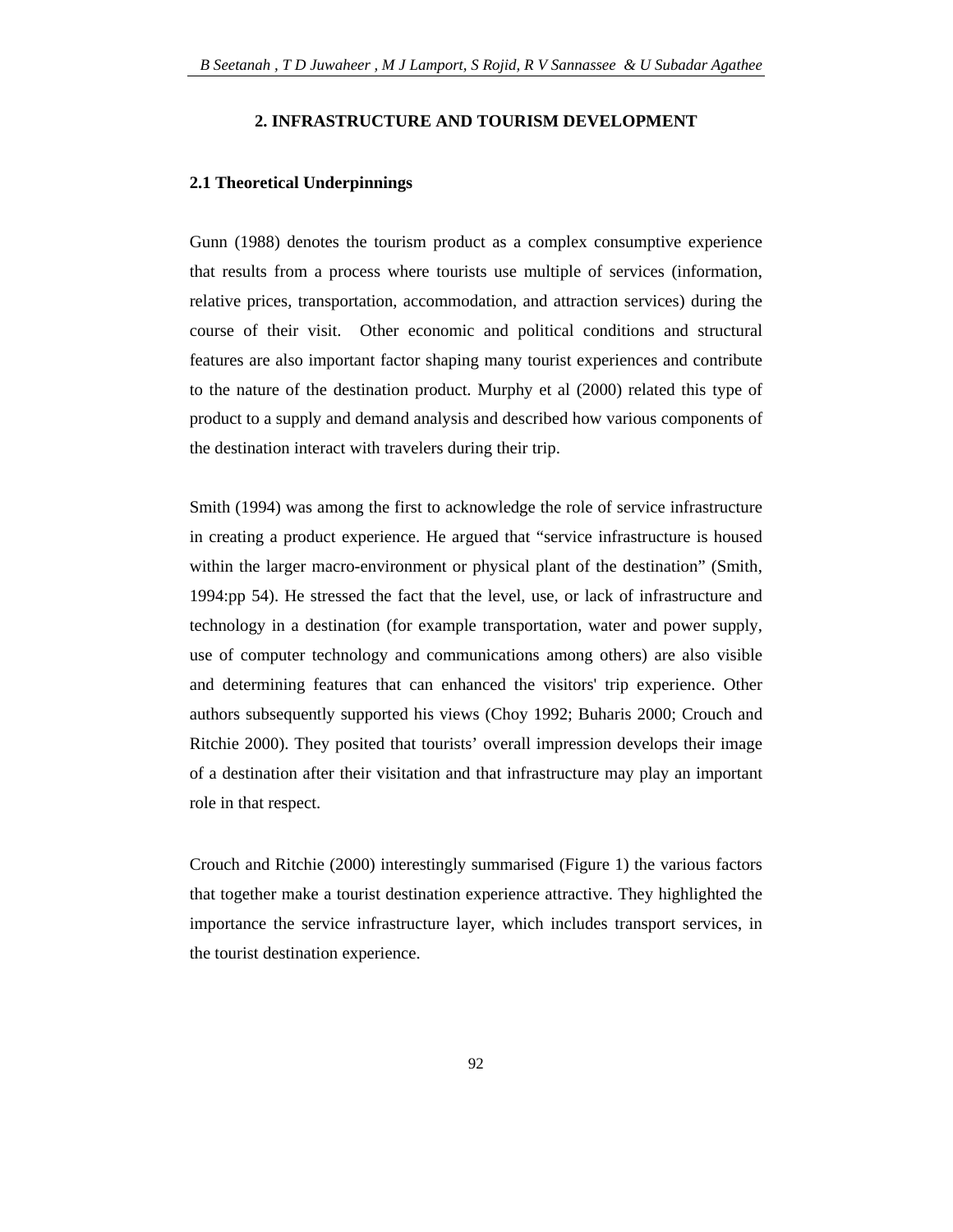## 2. INFRASTRUCTURE AND TOURISM DEVELOPMENT

### 2.1 Theoretical Underpinnings

Gunn (1988) denotes the tourism product as a complex consumptive experience that results from a process where tourists use multiple of services (information, relative prices, transportation, accommodation, and attraction services) during the course of their visit. Other economic and political conditions and structural features are also important factor shaping many tourist experiences and contribute to the nature of the destination product. Murphy et al (2000) related this type of product to a supply and demand analysis and described how various components of the destination interact with travelers during their trip.

Smith (1994) was among the first to acknowledge the role of service infrastructure in creating a product experience. He argued that "service infrastructure is housed within the larger macro-environment or physical plant of the destination" (Smith, 1994:pp 54). He stressed the fact that the level, use, or lack of infrastructure and technology in a destination (for example transportation, water and power supply, use of computer technology and communications among others) are also visible and determining features that can enhanced the visitors' trip experience. Other authors subsequently supported his views (Choy 1992; Buharis 2000; Crouch and Ritchie 2000). They posited that tourists' overall impression develops their image of a destination after their visitation and that infrastructure may play an important role in that respect.

Crouch and Ritchie (2000) interestingly summarised (Figure 1) the various factors that together make a tourist destination experience attractive. They highlighted the importance the service infrastructure layer, which includes transport services, in the tourist destination experience.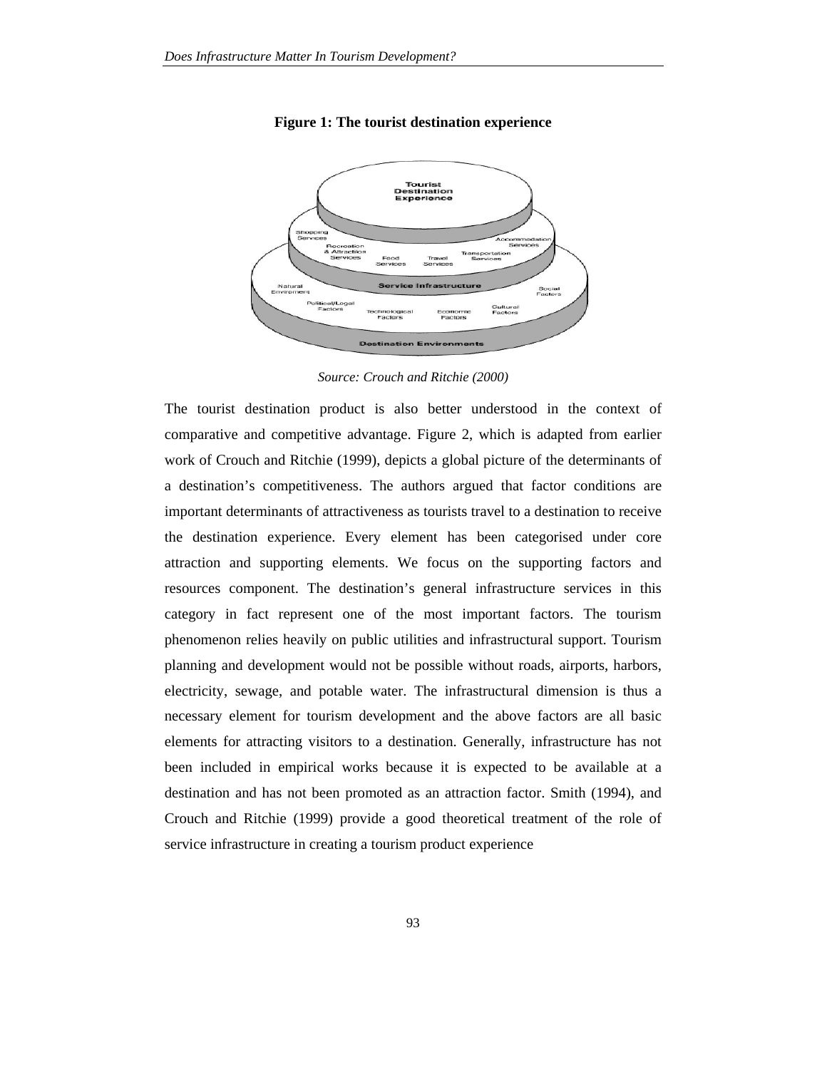**Figure 1: The tourist destination experience**

*Source: Crouch and Ritchie (2000)*

The tourist destination product is also better understood in the context of comparative and competitive advantage. Figure 2, which is adapted from earlier work of Crouch and Ritchie (1999), depicts a global picture of the determinants of a destination's competitiveness. The authors argued that factor conditions are important determinants of attractiveness as tourists travel to a destination to receive the destination experience. Every element has been categorised under core attraction and supporting elements. We focus on the supporting factors and resources component. The destination's general infrastructure services in this category in fact represent one of the most important factors. The tourism phenomenon relies heavily on public utilities and infrastructural support. Tourism planning and development would not be possible without roads, airports, harbors, electricity, sewage, and potable water. The infrastructural dimension is thus a necessary element for tourism development and the above factors are all basic elements for attracting visitors to a destination. Generally, infrastructure has not been included in empirical works because it is expected to be available at a destination and has not been promoted as an attraction factor. Smith (1994), and Crouch and Ritchie (1999) provide a good theoretical treatment of the role of service infrastructure in creating a tourism product experience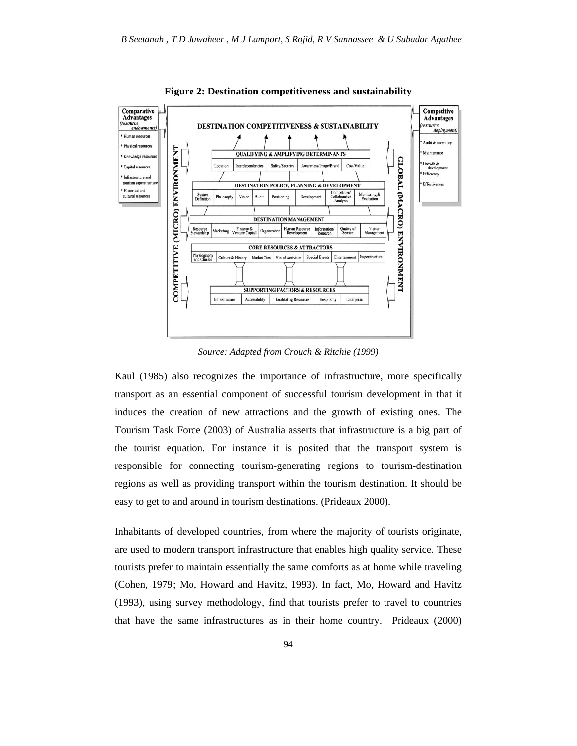**Figure 2: Destination competitiveness and sustainability**

Source: Adapted from Crouch & Ritchie (1999)

Kaul (1985) also recognizes the importance of infrastructure, more specifically transport as an essential component of successful tourism development in that it induces the creation of new attractions and the growth of existing ones. The Tourism Task Force (2003) of Australia asserts that infrastructure is a big part of the tourist equation. For instance it is posited that the transport system is responsible for connecting tourism-generating regions to tourism-destination regions as well as providing transport within the tourism destination. It should be easy to get to and around in tourism destinations. (Prideaux 2000).

Inhabitants of developed countries, from where the majority of tourists originate, are used to modern transport infrastructure that enables high quality service. These tourists prefer to maintain essentially the same comforts as at home while traveling (Cohen, 1979; Mo, Howard and Havitz, 1993). In fact, Mo, Howard and Havitz (1993), using survey methodology, find that tourists prefer to travel to countries that have the same infrastructures as in their home country. Prideaux (2000)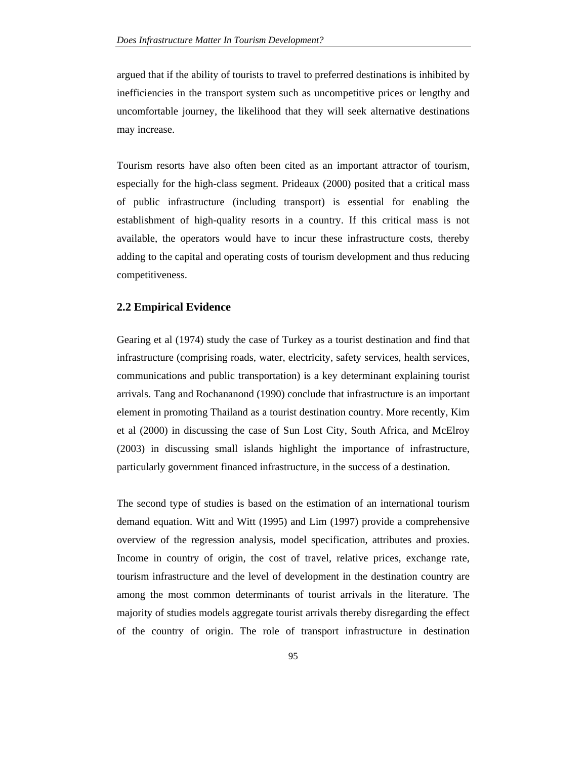argued that if the ability of tourists to travel to preferred destinations is inhibited by inefficiencies in the transport system such as uncompetitive prices or lengthy and uncomfortable journey, the likelihood that they will seek alternative destinations may increase.

Tourism resorts have also often been cited as an important attractor of tourism, especially for the high-class segment. Prideaux (2000) posited that a critical mass of public infrastructure (including transport) is essential for enabling the establishment of high-quality resorts in a country. If this critical mass is not available, the operators would have to incur these infrastructure costs, thereby adding to the capital and operating costs of tourism development and thus reducing competitiveness.

## 2.2 Empirical Evidence

Gearing et al (1974) study the case of Turkey as a tourist destination and find that infrastructure (comprising roads, water, electricity, safety services, health services, communications and public transportation) is a key determinant explaining tourist arrivals. Tang and Rochananond (1990) conclude that infrastructure is an important element in promoting Thailand as a tourist destination country. More recently, Kim et al (2000) in discussing the case of Sun Lost City, South Africa, and McElroy (2003) in discussing small islands highlight the importance of infrastructure, particularly government financed infrastructure, in the success of a destination.

The second type of studies is based on the estimation of an international tourism demand equation. Witt and Witt (1995) and Lim (1997) provide a comprehensive overview of the regression analysis, model specification, attributes and proxies. Income in country of origin, the cost of travel, relative prices, exchange rate, tourism infrastructure and the level of development in the destination country are among the most common determinants of tourist arrivals in the literature. The majority of studies models aggregate tourist arrivals thereby disregarding the effect of the country of origin. The role of transport infrastructure in destination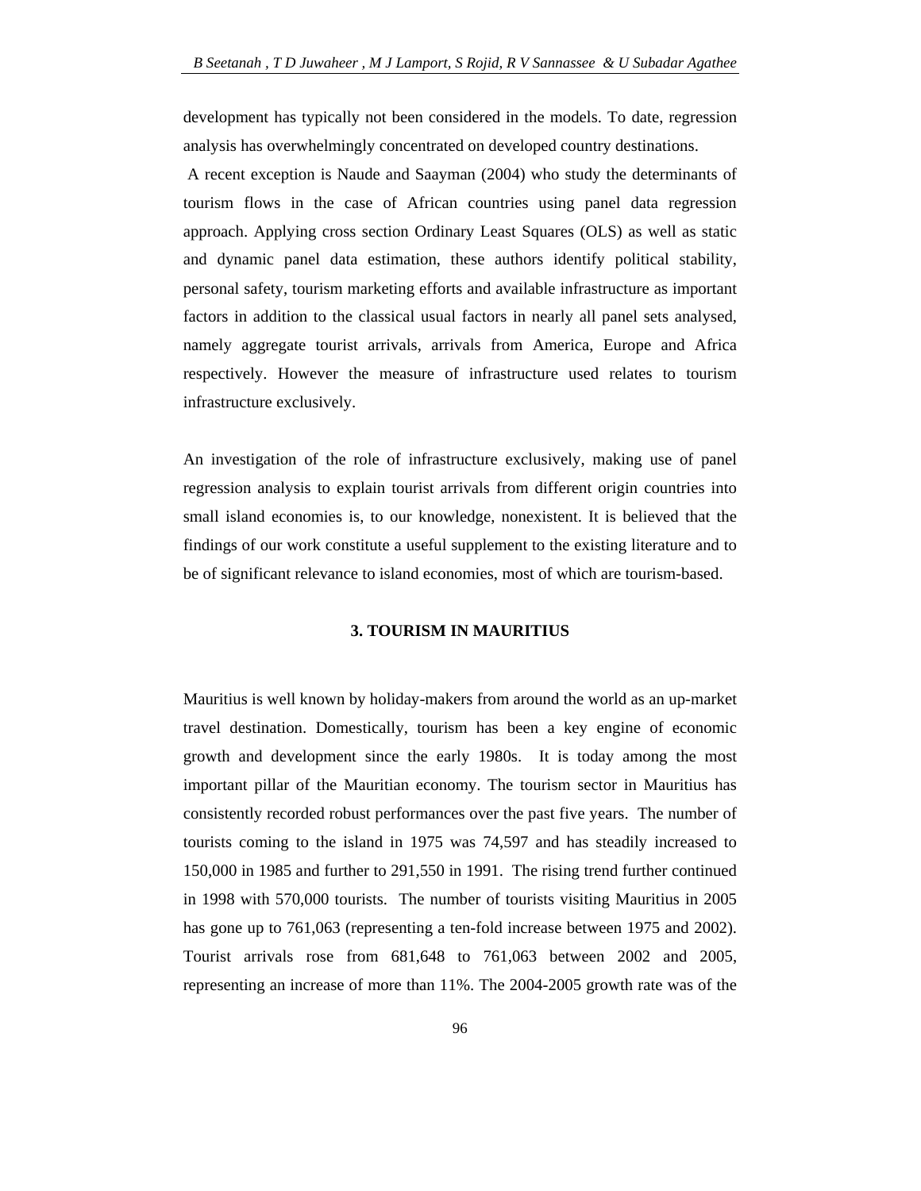development has typically not been considered in the models. To date, regression analysis has overwhelmingly concentrated on developed country destinations.

A recent exception is Naude and Saayman (2004) who study the determinants of tourism flows in the case of African countries using panel data regression approach. Applying cross section Ordinary Least Squares (OLS) as well as static and dynamic panel data estimation, these authors identify political stability, personal safety, tourism marketing efforts and available infrastructure as important factors in addition to the classical usual factors in nearly all panel sets analysed, namely aggregate tourist arrivals, arrivals from America, Europe and Africa respectively. However the measure of infrastructure used relates to tourism infrastructure exclusively.

An investigation of the role of infrastructure exclusively, making use of panel regression analysis to explain tourist arrivals from different origin countries into small island economies is, to our knowledge, nonexistent. It is believed that the findings of our work constitute a useful supplement to the existing literature and to be of significant relevance to island economies, most of which are tourism-based.

## 3. TOURISM IN MAURITIUS

Mauritius is well known by holiday-makers from around the world as an up-market travel destination. Domestically, tourism has been a key engine of economic growth and development since the early 1980s. It is today among the most important pillar of the Mauritian economy. The tourism sector in Mauritius has consistently recorded robust performances over the past five years. The number of tourists coming to the island in 1975 was 74,597 and has steadily increased to 150,000 in 1985 and further to 291,550 in 1991. The rising trend further continued in 1998 with 570,000 tourists. The number of tourists visiting Mauritius in 2005 has gone up to 761,063 (representing a ten-fold increase between 1975 and 2002). Tourist arrivals rose from 681,648 to 761,063 between 2002 and 2005, representing an increase of more than 11%. The 2004-2005 growth rate was of the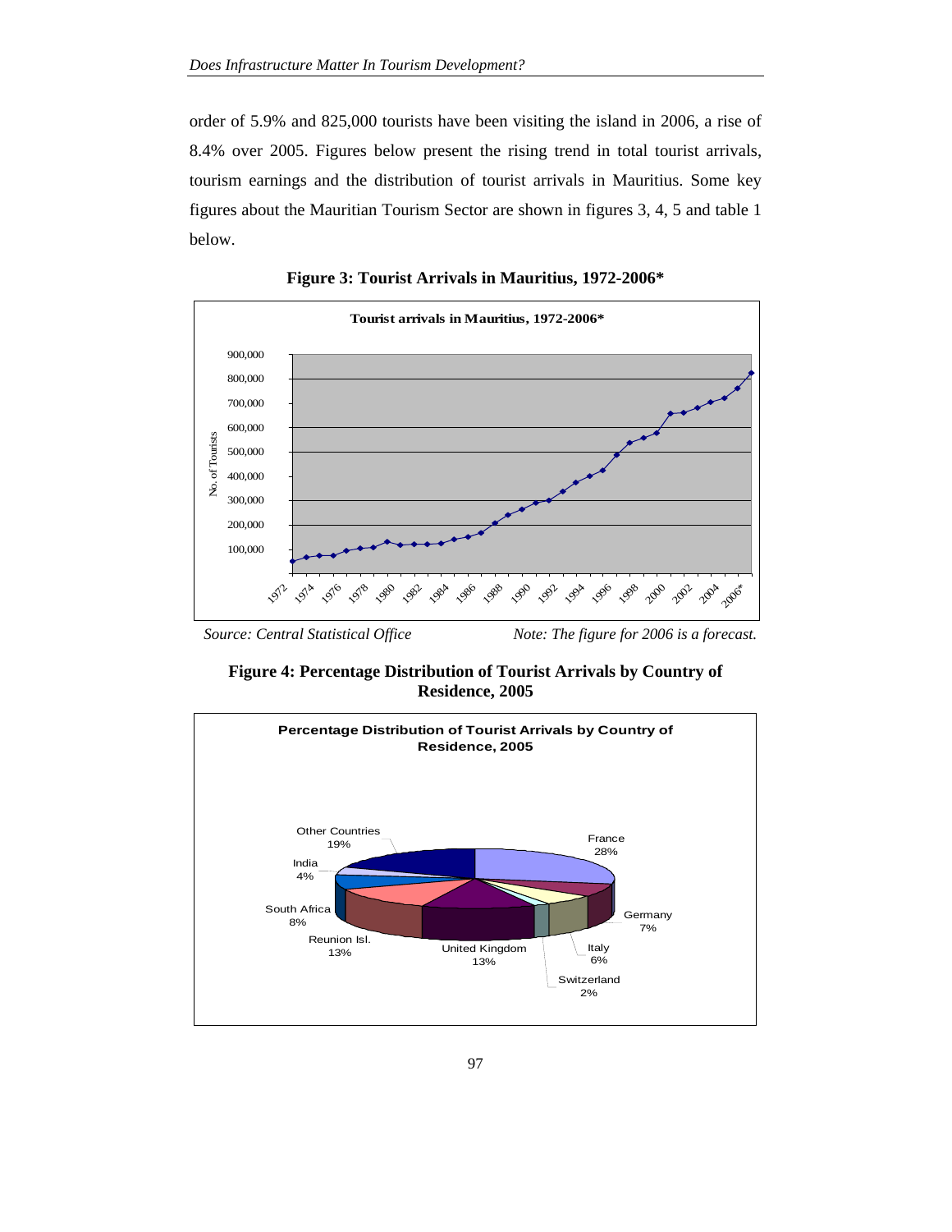order of 5.9% and 825,000 tourists have been visiting the island in 2006, a rise of 8.4% over 2005. Figures below present the rising trend in total tourist arrivals, tourism earnings and the distribution of tourist arrivals in Mauritius. Some key figures about the Mauritian Tourism Sector are shown in figures 3, 4, 5 and table 1 below.

**Figure 3: Tourist Arrivals in Mauritius, 1972-2006***

*Source: Central Statistical Office* *Note: The figure for 2006 is a forecast.*

**Figure 4: Percentage Distribution of Tourist Arrivals by Country of Residence, 2005**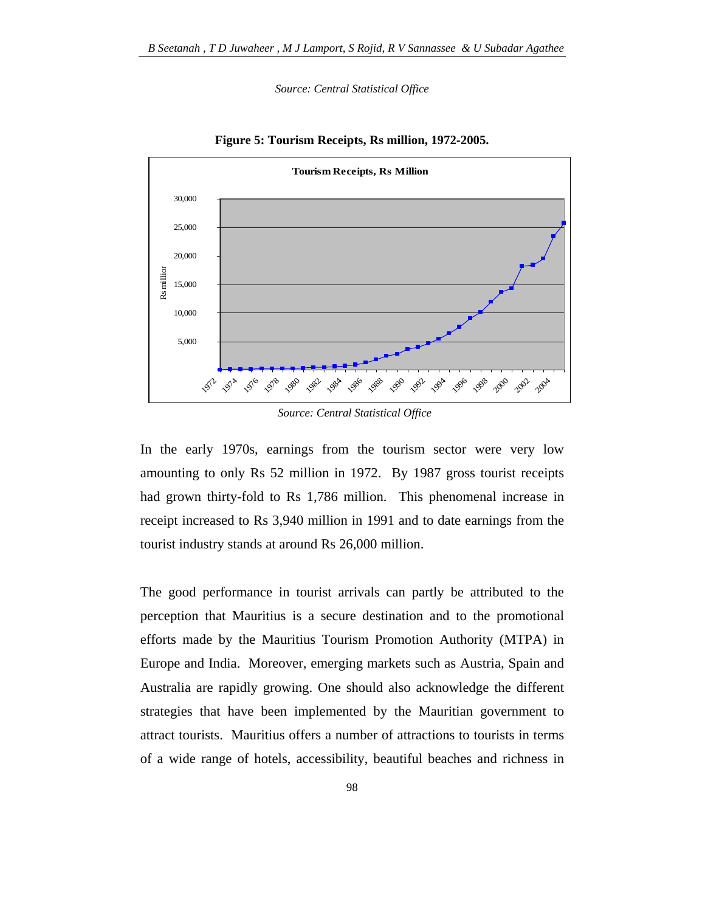*Source: Central Statistical Office*

**Figure 5: Tourism Receipts, Rs million, 1972-2005.**

*Source: Central Statistical Office*

In the early 1970s, earnings from the tourism sector were very low amounting to only Rs 52 million in 1972. By 1987 gross tourist receipts had grown thirty-fold to Rs 1,786 million. This phenomenal increase in receipt increased to Rs 3,940 million in 1991 and to date earnings from the tourist industry stands at around Rs 26,000 million.

The good performance in tourist arrivals can partly be attributed to the perception that Mauritius is a secure destination and to the promotional efforts made by the Mauritius Tourism Promotion Authority (MTPA) in Europe and India. Moreover, emerging markets such as Austria, Spain and Australia are rapidly growing. One should also acknowledge the different strategies that have been implemented by the Mauritian government to attract tourists. Mauritius offers a number of attractions to tourists in terms of a wide range of hotels, accessibility, beautiful beaches and richness in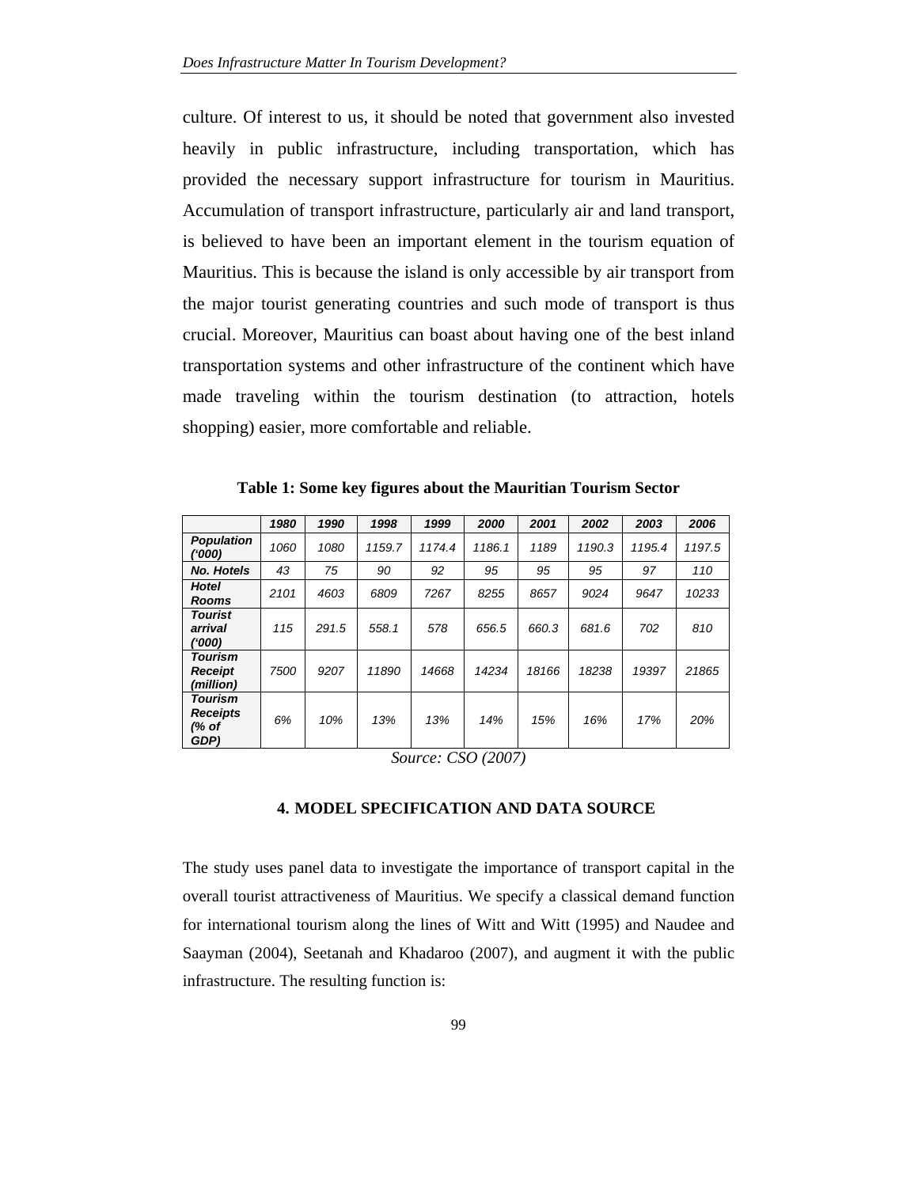culture. Of interest to us, it should be noted that government also invested heavily in public infrastructure, including transportation, which has provided the necessary support infrastructure for tourism in Mauritius. Accumulation of transport infrastructure, particularly air and land transport, is believed to have been an important element in the tourism equation of Mauritius. This is because the island is only accessible by air transport from the major tourist generating countries and such mode of transport is thus crucial. Moreover, Mauritius can boast about having one of the best inland transportation systems and other infrastructure of the continent which have made traveling within the tourism destination (to attraction, hotels shopping) easier, more comfortable and reliable.

**Table 1: Some key figures about the Mauritian Tourism Sector**

| | *1980* | *1990* | *1998* | *1999* | *2000* | *2001* | *2002* | *2003* | *2006* |
|---|---|---|---|---|---|---|---|---|---|
| ***Population ('000)*** | *1060* | *1080* | *1159.7* | *1174.4* | *1186.1* | *1189* | *1190.3* | *1195.4* | *1197.5* |
| ***No. Hotels*** | *43* | *75* | *90* | *92* | *95* | *95* | *95* | *97* | *110* |
| ***Hotel Rooms*** | *2101* | *4603* | *6809* | *7267* | *8255* | *8657* | *9024* | *9647* | *10233* |
| ***Tourist arrival ('000)*** | *115* | *291.5* | *558.1* | *578* | *656.5* | *660.3* | *681.6* | *702* | *810* |
| ***Tourism Receipt (million)*** | *7500* | *9207* | *11890* | *14668* | *14234* | *18166* | *18238* | *19397* | *21865* |
| ***Tourism Receipts (% of GDP)*** | *6%* | *10%* | *13%* | *13%* | *14%* | *15%* | *16%* | *17%* | *20%* |

*Source: CSO (2007)*

## 4. MODEL SPECIFICATION AND DATA SOURCE

The study uses panel data to investigate the importance of transport capital in the overall tourist attractiveness of Mauritius. We specify a classical demand function for international tourism along the lines of Witt and Witt (1995) and Naudee and Saayman (2004), Seetanah and Khadaroo (2007), and augment it with the public infrastructure. The resulting function is: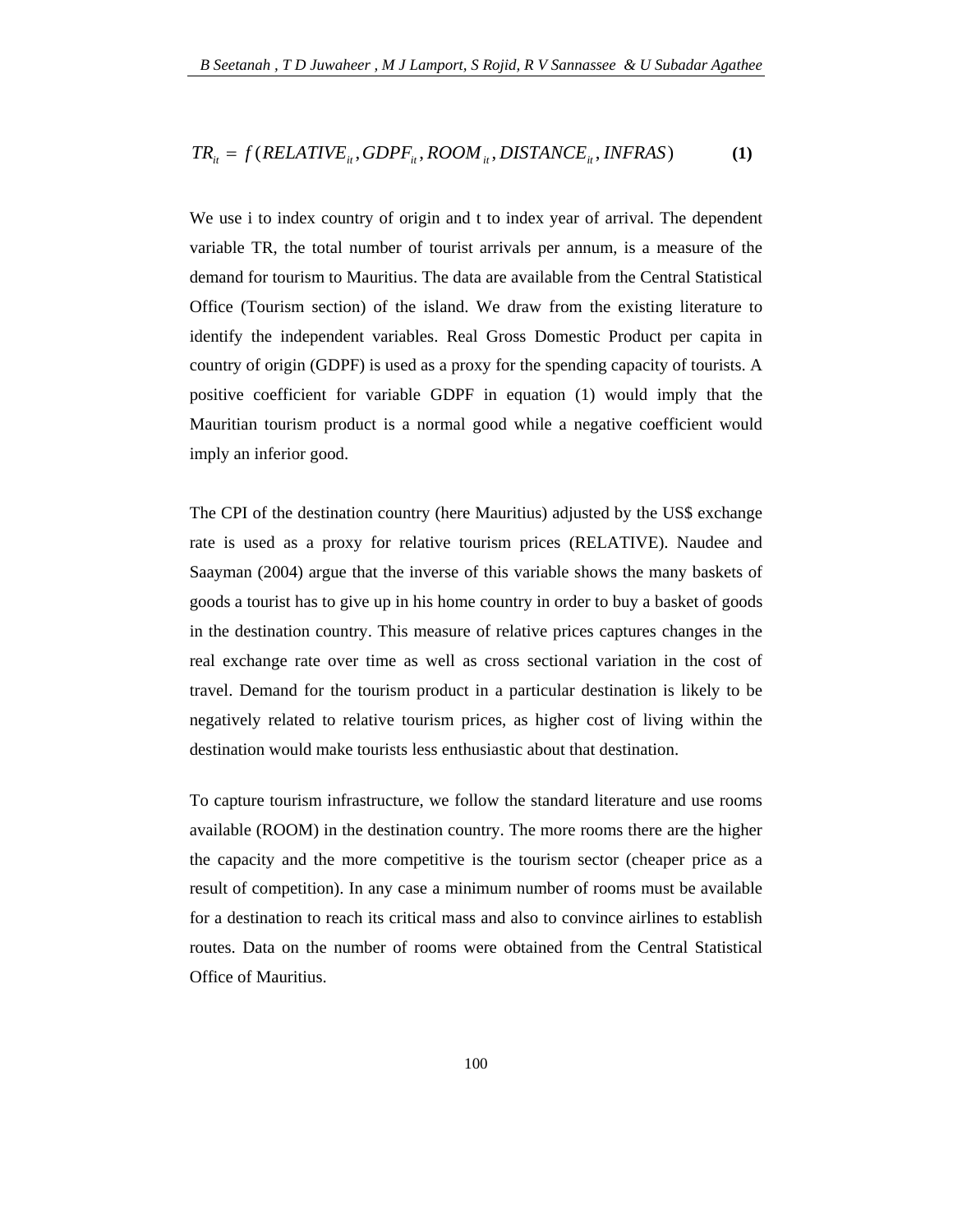$$TR_{it} = f(RELATIVE_{it}, GDPF_{it}, ROOM_{it}, DISTANCE_{it}, INFRAS) \qquad \textbf{(1)}$$

We use i to index country of origin and t to index year of arrival. The dependent variable TR, the total number of tourist arrivals per annum, is a measure of the demand for tourism to Mauritius. The data are available from the Central Statistical Office (Tourism section) of the island. We draw from the existing literature to identify the independent variables. Real Gross Domestic Product per capita in country of origin (GDPF) is used as a proxy for the spending capacity of tourists. A positive coefficient for variable GDPF in equation (1) would imply that the Mauritian tourism product is a normal good while a negative coefficient would imply an inferior good.

The CPI of the destination country (here Mauritius) adjusted by the US$ exchange rate is used as a proxy for relative tourism prices (RELATIVE). Naudee and Saayman (2004) argue that the inverse of this variable shows the many baskets of goods a tourist has to give up in his home country in order to buy a basket of goods in the destination country. This measure of relative prices captures changes in the real exchange rate over time as well as cross sectional variation in the cost of travel. Demand for the tourism product in a particular destination is likely to be negatively related to relative tourism prices, as higher cost of living within the destination would make tourists less enthusiastic about that destination.

To capture tourism infrastructure, we follow the standard literature and use rooms available (ROOM) in the destination country. The more rooms there are the higher the capacity and the more competitive is the tourism sector (cheaper price as a result of competition). In any case a minimum number of rooms must be available for a destination to reach its critical mass and also to convince airlines to establish routes. Data on the number of rooms were obtained from the Central Statistical Office of Mauritius.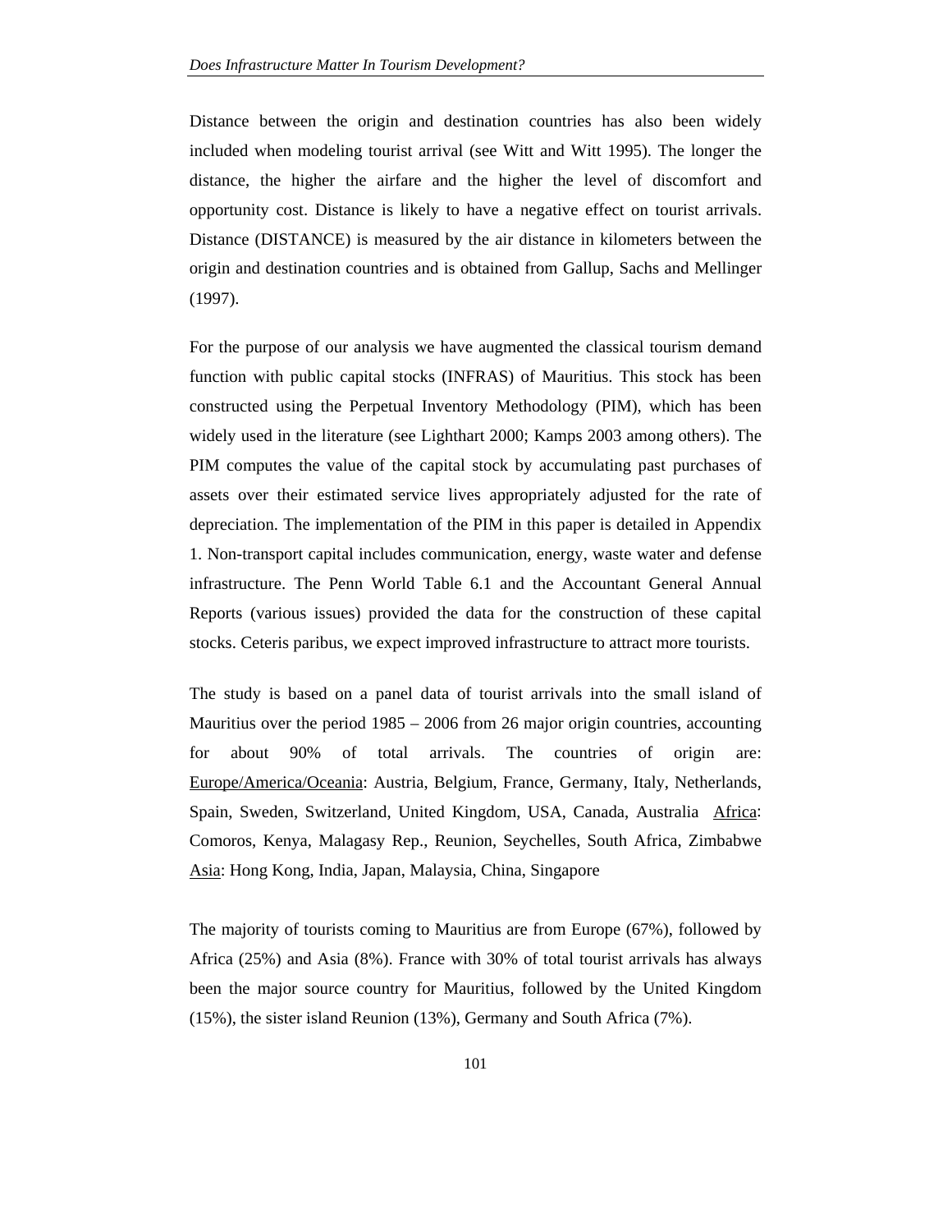Distance between the origin and destination countries has also been widely included when modeling tourist arrival (see Witt and Witt 1995). The longer the distance, the higher the airfare and the higher the level of discomfort and opportunity cost. Distance is likely to have a negative effect on tourist arrivals. Distance (DISTANCE) is measured by the air distance in kilometers between the origin and destination countries and is obtained from Gallup, Sachs and Mellinger (1997).

For the purpose of our analysis we have augmented the classical tourism demand function with public capital stocks (INFRAS) of Mauritius. This stock has been constructed using the Perpetual Inventory Methodology (PIM), which has been widely used in the literature (see Lighthart 2000; Kamps 2003 among others). The PIM computes the value of the capital stock by accumulating past purchases of assets over their estimated service lives appropriately adjusted for the rate of depreciation. The implementation of the PIM in this paper is detailed in Appendix 1. Non-transport capital includes communication, energy, waste water and defense infrastructure. The Penn World Table 6.1 and the Accountant General Annual Reports (various issues) provided the data for the construction of these capital stocks. Ceteris paribus, we expect improved infrastructure to attract more tourists.

The study is based on a panel data of tourist arrivals into the small island of Mauritius over the period 1985 – 2006 from 26 major origin countries, accounting for about 90% of total arrivals. The countries of origin are: Europe/America/Oceania: Austria, Belgium, France, Germany, Italy, Netherlands, Spain, Sweden, Switzerland, United Kingdom, USA, Canada, Australia Africa: Comoros, Kenya, Malagasy Rep., Reunion, Seychelles, South Africa, Zimbabwe Asia: Hong Kong, India, Japan, Malaysia, China, Singapore

The majority of tourists coming to Mauritius are from Europe (67%), followed by Africa (25%) and Asia (8%). France with 30% of total tourist arrivals has always been the major source country for Mauritius, followed by the United Kingdom (15%), the sister island Reunion (13%), Germany and South Africa (7%).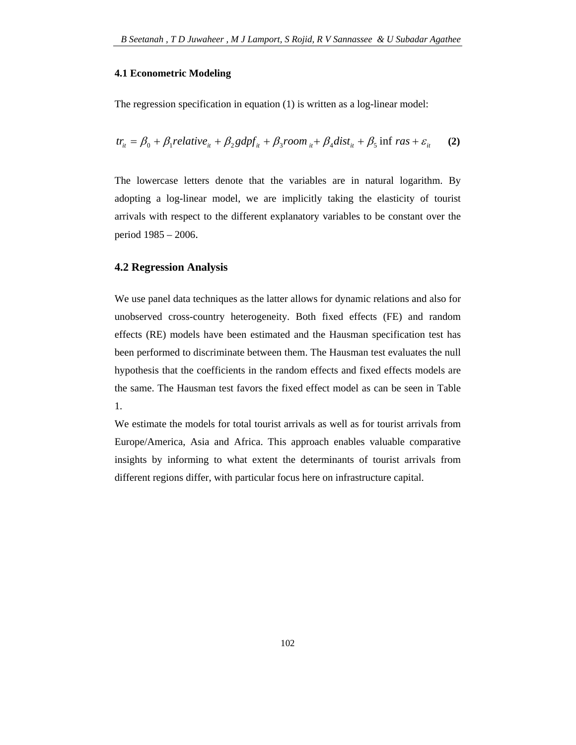### 4.1 Econometric Modeling

The regression specification in equation (1) is written as a log-linear model:

$$tr_{it} = \beta_0 + \beta_1 relative_{it} + \beta_2 gdpf_{it} + \beta_3 room_{it} + \beta_4 dist_{it} + \beta_5 \inf ras + \varepsilon_{it} \qquad \textbf{(2)}$$

The lowercase letters denote that the variables are in natural logarithm. By adopting a log-linear model, we are implicitly taking the elasticity of tourist arrivals with respect to the different explanatory variables to be constant over the period 1985 – 2006.

## 4.2 Regression Analysis

We use panel data techniques as the latter allows for dynamic relations and also for unobserved cross-country heterogeneity. Both fixed effects (FE) and random effects (RE) models have been estimated and the Hausman specification test has been performed to discriminate between them. The Hausman test evaluates the null hypothesis that the coefficients in the random effects and fixed effects models are the same. The Hausman test favors the fixed effect model as can be seen in Table 1.

We estimate the models for total tourist arrivals as well as for tourist arrivals from Europe/America, Asia and Africa. This approach enables valuable comparative insights by informing to what extent the determinants of tourist arrivals from different regions differ, with particular focus here on infrastructure capital.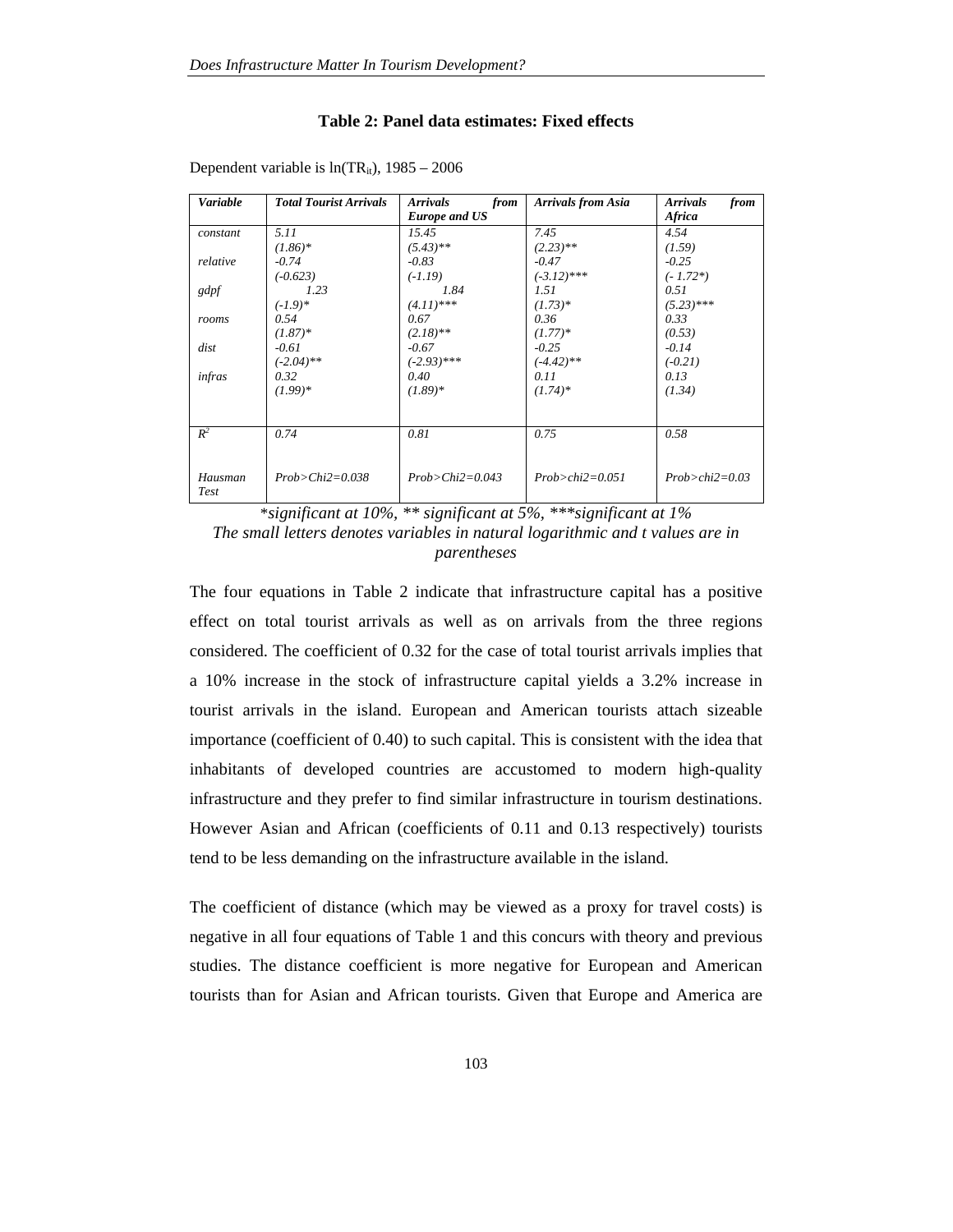**Table 2: Panel data estimates: Fixed effects**

Dependent variable is $\ln(TR_{it})$, 1985 – 2006

| *Variable* | *Total Tourist Arrivals* | *Arrivals from Europe and US* | *Arrivals from Asia* | *Arrivals from Africa* |
|---|---|---|---|---|
| *constant* | *5.11* | *15.45* | *7.45* | *4.54* |
| | *(1.86)** | *(5.43)*** | *(2.23)*** | *(1.59)* |
| *relative* | *-0.74* | *-0.83* | *-0.47* | *-0.25* |
| | *(-0.623)* | *(-1.19)* | *(-3.12)**** | *(- 1.72*)* |
| *gdpf* | *1.23* | *1.84* | *1.51* | *0.51* |
| | *(-1.9)** | *(4.11)**** | *(1.73)** | *(5.23)**** |
| *rooms* | *0.54* | *0.67* | *0.36* | *0.33* |
| | *(1.87)** | *(2.18)*** | *(1.77)** | *(0.53)* |
| *dist* | *-0.61* | *-0.67* | *-0.25* | *-0.14* |
| | *(-2.04)*** | *(-2.93)**** | *(-4.42)*** | *(-0.21)* |
| *infras* | *0.32* | *0.40* | *0.11* | *0.13* |
| | *(1.99)** | *(1.89)** | *(1.74)** | *(1.34)* |
| $R^2$ | *0.74* | *0.81* | *0.75* | *0.58* |
| *Hausman Test* | *Prob>Chi2=0.038* | *Prob>Chi2=0.043* | *Prob>chi2=0.051* | *Prob>chi2=0.03* |

**significant at 10%, ** significant at 5%, ***significant at 1%*
*The small letters denotes variables in natural logarithmic and t values are in parentheses*

The four equations in Table 2 indicate that infrastructure capital has a positive effect on total tourist arrivals as well as on arrivals from the three regions considered. The coefficient of 0.32 for the case of total tourist arrivals implies that a 10% increase in the stock of infrastructure capital yields a 3.2% increase in tourist arrivals in the island. European and American tourists attach sizeable importance (coefficient of 0.40) to such capital. This is consistent with the idea that inhabitants of developed countries are accustomed to modern high-quality infrastructure and they prefer to find similar infrastructure in tourism destinations. However Asian and African (coefficients of 0.11 and 0.13 respectively) tourists tend to be less demanding on the infrastructure available in the island.

The coefficient of distance (which may be viewed as a proxy for travel costs) is negative in all four equations of Table 1 and this concurs with theory and previous studies. The distance coefficient is more negative for European and American tourists than for Asian and African tourists. Given that Europe and America are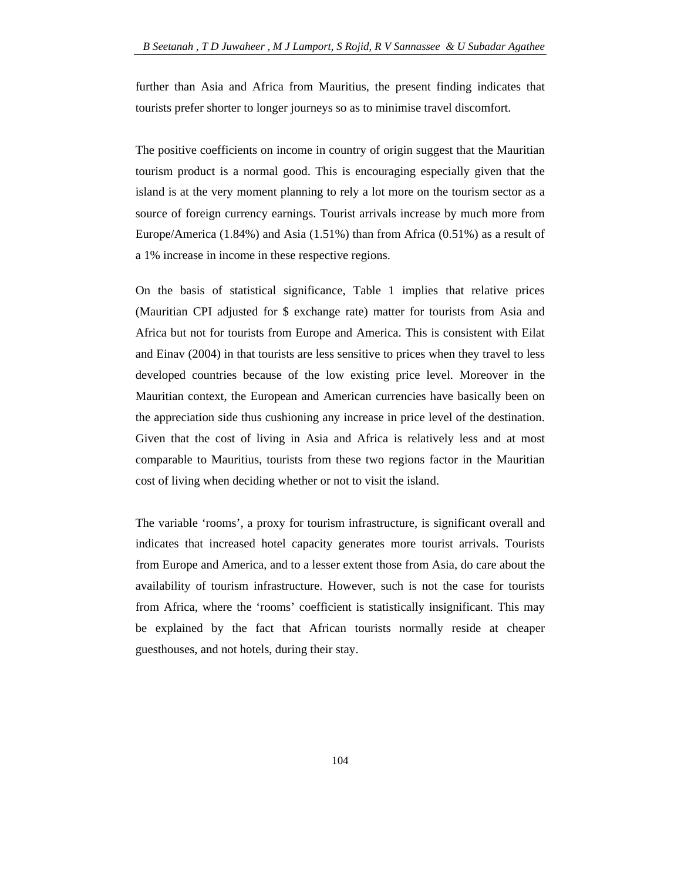further than Asia and Africa from Mauritius, the present finding indicates that tourists prefer shorter to longer journeys so as to minimise travel discomfort.

The positive coefficients on income in country of origin suggest that the Mauritian tourism product is a normal good. This is encouraging especially given that the island is at the very moment planning to rely a lot more on the tourism sector as a source of foreign currency earnings. Tourist arrivals increase by much more from Europe/America (1.84%) and Asia (1.51%) than from Africa (0.51%) as a result of a 1% increase in income in these respective regions.

On the basis of statistical significance, Table 1 implies that relative prices (Mauritian CPI adjusted for $ exchange rate) matter for tourists from Asia and Africa but not for tourists from Europe and America. This is consistent with Eilat and Einav (2004) in that tourists are less sensitive to prices when they travel to less developed countries because of the low existing price level. Moreover in the Mauritian context, the European and American currencies have basically been on the appreciation side thus cushioning any increase in price level of the destination. Given that the cost of living in Asia and Africa is relatively less and at most comparable to Mauritius, tourists from these two regions factor in the Mauritian cost of living when deciding whether or not to visit the island.

The variable 'rooms', a proxy for tourism infrastructure, is significant overall and indicates that increased hotel capacity generates more tourist arrivals. Tourists from Europe and America, and to a lesser extent those from Asia, do care about the availability of tourism infrastructure. However, such is not the case for tourists from Africa, where the 'rooms' coefficient is statistically insignificant. This may be explained by the fact that African tourists normally reside at cheaper guesthouses, and not hotels, during their stay.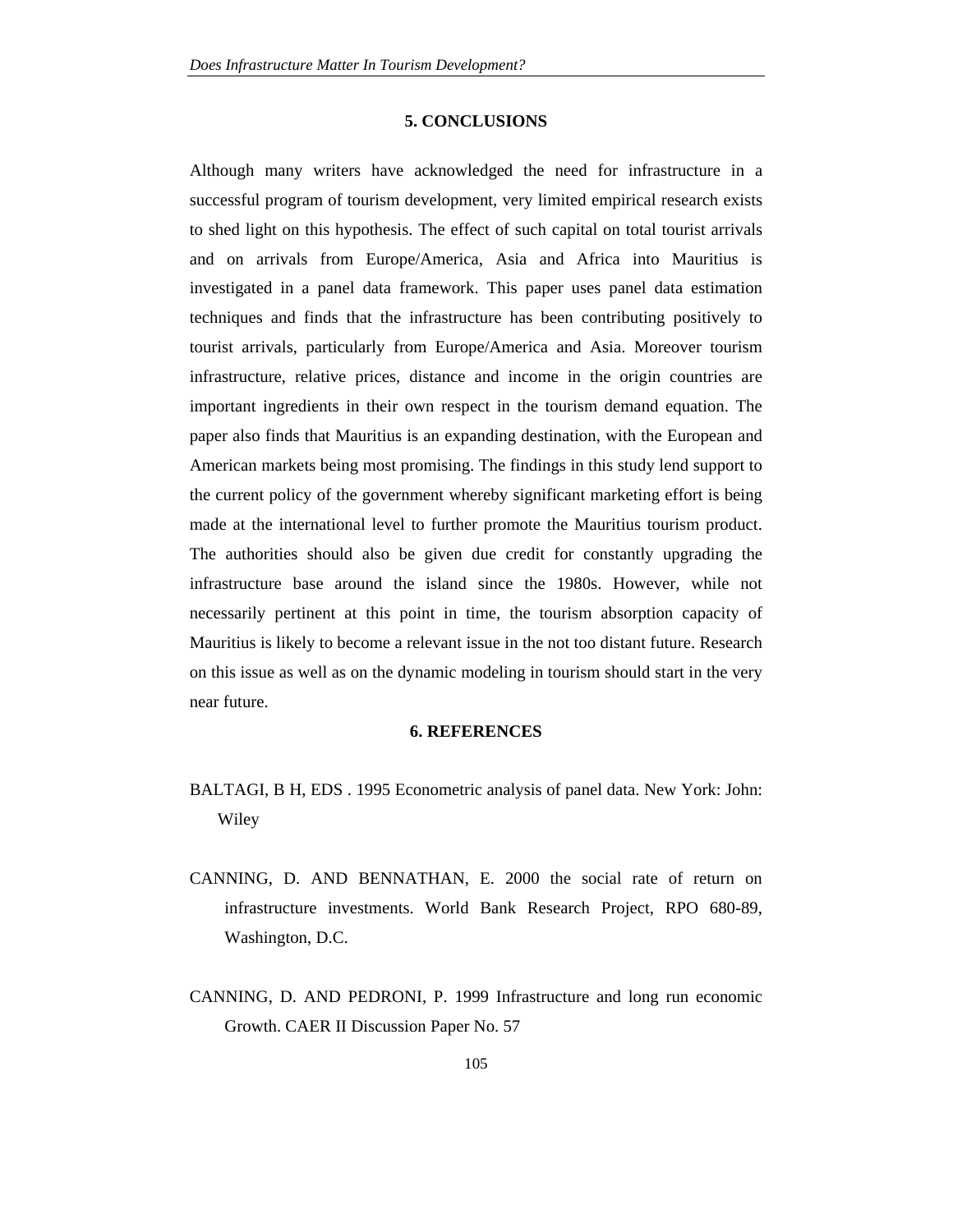## 5. CONCLUSIONS

Although many writers have acknowledged the need for infrastructure in a successful program of tourism development, very limited empirical research exists to shed light on this hypothesis. The effect of such capital on total tourist arrivals and on arrivals from Europe/America, Asia and Africa into Mauritius is investigated in a panel data framework. This paper uses panel data estimation techniques and finds that the infrastructure has been contributing positively to tourist arrivals, particularly from Europe/America and Asia. Moreover tourism infrastructure, relative prices, distance and income in the origin countries are important ingredients in their own respect in the tourism demand equation. The paper also finds that Mauritius is an expanding destination, with the European and American markets being most promising. The findings in this study lend support to the current policy of the government whereby significant marketing effort is being made at the international level to further promote the Mauritius tourism product. The authorities should also be given due credit for constantly upgrading the infrastructure base around the island since the 1980s. However, while not necessarily pertinent at this point in time, the tourism absorption capacity of Mauritius is likely to become a relevant issue in the not too distant future. Research on this issue as well as on the dynamic modeling in tourism should start in the very near future.

## 6. REFERENCES

BALTAGI, B H, EDS . 1995 Econometric analysis of panel data. New York: John: Wiley

CANNING, D. AND BENNATHAN, E. 2000 the social rate of return on infrastructure investments. World Bank Research Project, RPO 680-89, Washington, D.C.

CANNING, D. AND PEDRONI, P. 1999 Infrastructure and long run economic Growth. CAER II Discussion Paper No. 57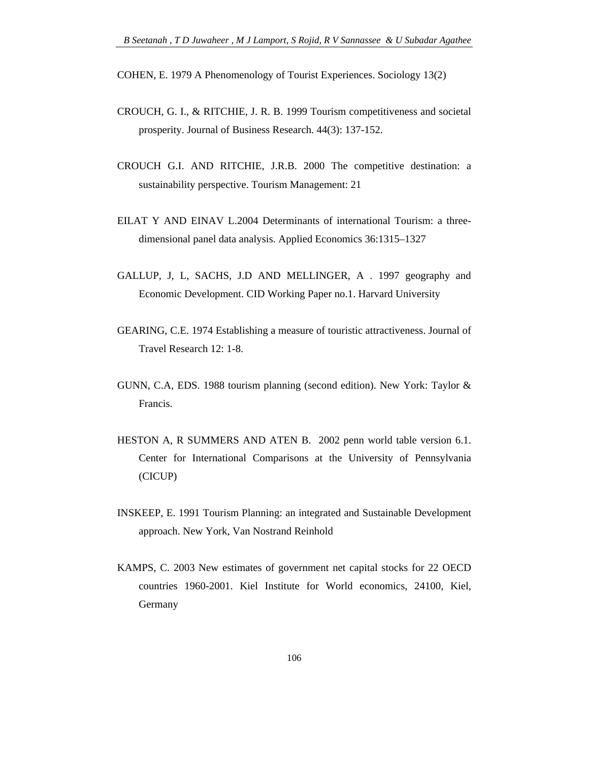COHEN, E. 1979 A Phenomenology of Tourist Experiences. Sociology 13(2)

CROUCH, G. I., & RITCHIE, J. R. B. 1999 Tourism competitiveness and societal prosperity. Journal of Business Research. 44(3): 137-152.

CROUCH G.I. AND RITCHIE, J.R.B. 2000 The competitive destination: a sustainability perspective. Tourism Management: 21

EILAT Y AND EINAV L.2004 Determinants of international Tourism: a three-dimensional panel data analysis. Applied Economics 36:1315–1327

GALLUP, J, L, SACHS, J.D AND MELLINGER, A . 1997 geography and Economic Development. CID Working Paper no.1. Harvard University

GEARING, C.E. 1974 Establishing a measure of touristic attractiveness. Journal of Travel Research 12: 1-8.

GUNN, C.A, EDS. 1988 tourism planning (second edition). New York: Taylor & Francis.

HESTON A, R SUMMERS AND ATEN B. 2002 penn world table version 6.1. Center for International Comparisons at the University of Pennsylvania (CICUP)

INSKEEP, E. 1991 Tourism Planning: an integrated and Sustainable Development approach. New York, Van Nostrand Reinhold

KAMPS, C. 2003 New estimates of government net capital stocks for 22 OECD countries 1960-2001. Kiel Institute for World economics, 24100, Kiel, Germany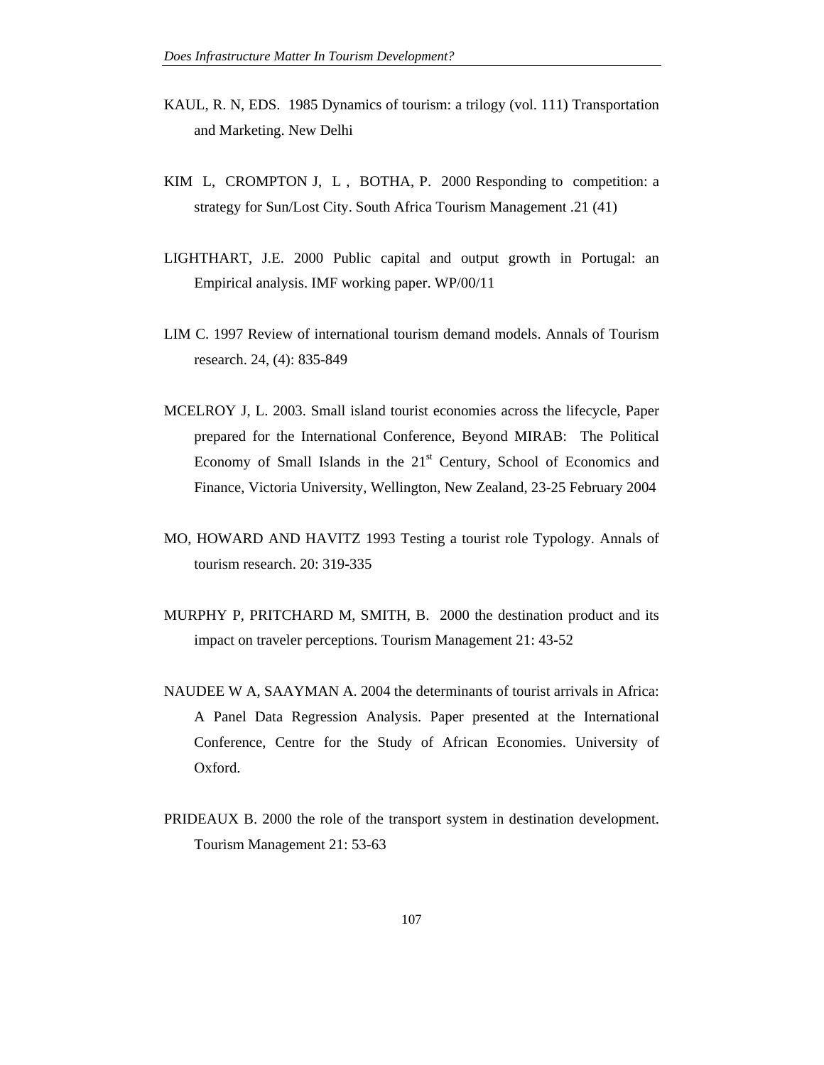KAUL, R. N, EDS. 1985 Dynamics of tourism: a trilogy (vol. 111) Transportation and Marketing. New Delhi

KIM L, CROMPTON J, L , BOTHA, P. 2000 Responding to competition: a strategy for Sun/Lost City. South Africa Tourism Management .21 (41)

LIGHTHART, J.E. 2000 Public capital and output growth in Portugal: an Empirical analysis. IMF working paper. WP/00/11

LIM C. 1997 Review of international tourism demand models. Annals of Tourism research. 24, (4): 835-849

MCELROY J, L. 2003. Small island tourist economies across the lifecycle, Paper prepared for the International Conference, Beyond MIRAB: The Political Economy of Small Islands in the 21st Century, School of Economics and Finance, Victoria University, Wellington, New Zealand, 23-25 February 2004

MO, HOWARD AND HAVITZ 1993 Testing a tourist role Typology. Annals of tourism research. 20: 319-335

MURPHY P, PRITCHARD M, SMITH, B. 2000 the destination product and its impact on traveler perceptions. Tourism Management 21: 43-52

NAUDEE W A, SAAYMAN A. 2004 the determinants of tourist arrivals in Africa: A Panel Data Regression Analysis. Paper presented at the International Conference, Centre for the Study of African Economies. University of Oxford.

PRIDEAUX B. 2000 the role of the transport system in destination development. Tourism Management 21: 53-63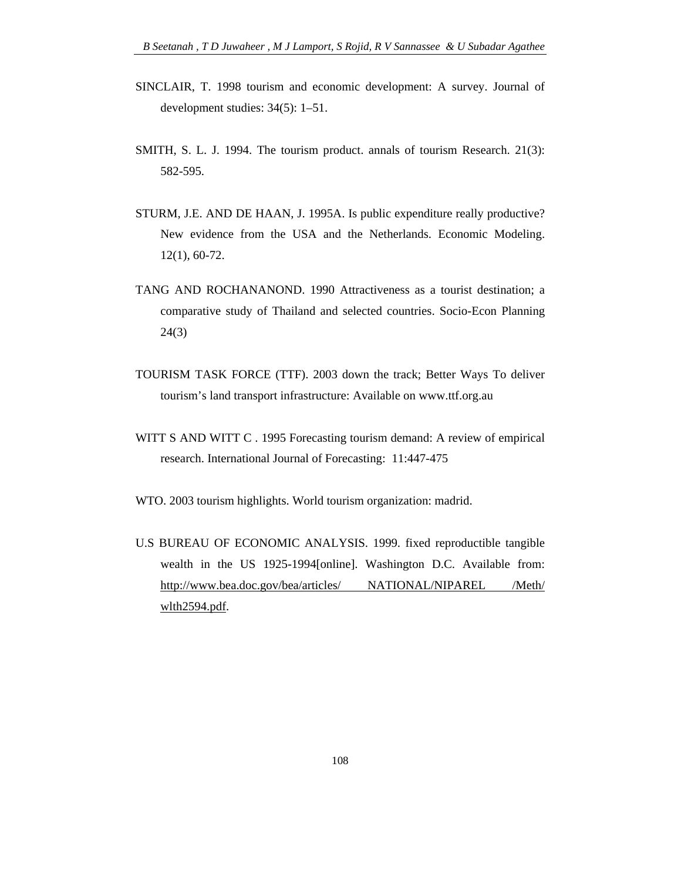SINCLAIR, T. 1998 tourism and economic development: A survey. Journal of development studies: 34(5): 1–51.

SMITH, S. L. J. 1994. The tourism product. annals of tourism Research. 21(3): 582-595.

STURM, J.E. AND DE HAAN, J. 1995A. Is public expenditure really productive? New evidence from the USA and the Netherlands. Economic Modeling. 12(1), 60-72.

TANG AND ROCHANANOND. 1990 Attractiveness as a tourist destination; a comparative study of Thailand and selected countries. Socio-Econ Planning 24(3)

TOURISM TASK FORCE (TTF). 2003 down the track; Better Ways To deliver tourism's land transport infrastructure: Available on www.ttf.org.au

WITT S AND WITT C . 1995 Forecasting tourism demand: A review of empirical research. International Journal of Forecasting: 11:447-475

WTO. 2003 tourism highlights. World tourism organization: madrid.

U.S BUREAU OF ECONOMIC ANALYSIS. 1999. fixed reproductible tangible wealth in the US 1925-1994[online]. Washington D.C. Available from: http://www.bea.doc.gov/bea/articles/ NATIONAL/NIPAREL /Meth/ wlth2594.pdf.